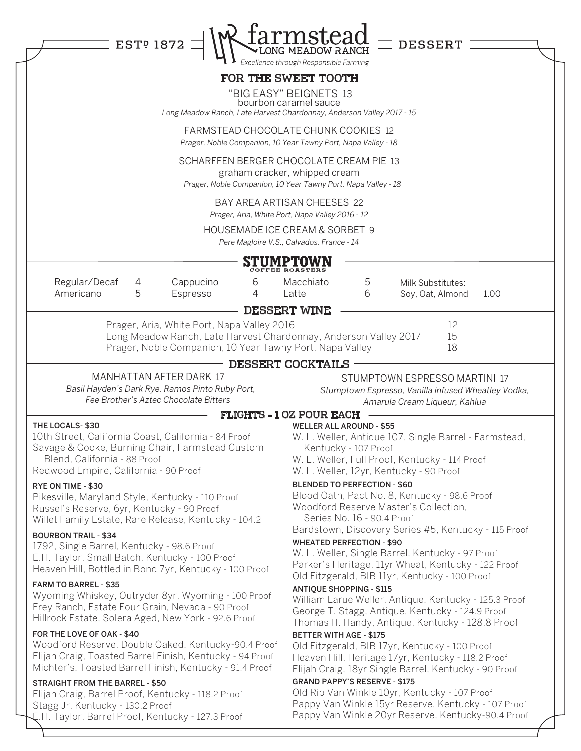# farmstead

ESTD 1872 — LONG MEADOW RANCH — DESSERT

*Excellence through Responsible Farming*

## FOR THE SWEET TOOTH

"BIG EASY" BEIGNETS 13
bourbon caramel sauce
*Long Meadow Ranch, Late Harvest Chardonnay, Anderson Valley 2017 - 15*

FARMSTEAD CHOCOLATE CHUNK COOKIES 12
*Prager, Noble Companion, 10 Year Tawny Port, Napa Valley - 18*

SCHARFFEN BERGER CHOCOLATE CREAM PIE 13
graham cracker, whipped cream
*Prager, Noble Companion, 10 Year Tawny Port, Napa Valley - 18*

BAY AREA ARTISAN CHEESES 22
*Prager, Aria, White Port, Napa Valley 2016 - 12*

HOUSEMADE ICE CREAM & SORBET 9
*Pere Magloire V.S., Calvados, France - 14*

## STUMPTOWN COFFEE ROASTERS

| | | | | | | | |
|---|---|---|---|---|---|---|---|
| Regular/Decaf | 4 | Cappucino | 6 | Macchiato | 5 | Milk Substitutes: | |
| Americano | 5 | Espresso | 4 | Latte | 6 | Soy, Oat, Almond | 1.00 |

## DESSERT WINE

| | |
|---|---|
| Prager, Aria, White Port, Napa Valley 2016 | 12 |
| Long Meadow Ranch, Late Harvest Chardonnay, Anderson Valley 2017 | 15 |
| Prager, Noble Companion, 10 Year Tawny Port, Napa Valley | 18 |

## DESSERT COCKTAILS

MANHATTAN AFTER DARK 17
*Basil Hayden's Dark Rye, Ramos Pinto Ruby Port, Fee Brother's Aztec Chocolate Bitters*

STUMPTOWN ESPRESSO MARTINI 17
*Stumptown Espresso, Vanilla infused Wheatley Vodka, Amarula Cream Liqueur, Kahlua*

## FLIGHTS - 1 OZ POUR EACH

**THE LOCALS- $30**
10th Street, California Coast, California - 84 Proof
Savage & Cooke, Burning Chair, Farmstead Custom Blend, California - 88 Proof
Redwood Empire, California - 90 Proof

**RYE ON TIME - $30**
Pikesville, Maryland Style, Kentucky - 110 Proof
Russel's Reserve, 6yr, Kentucky - 90 Proof
Willet Family Estate, Rare Release, Kentucky - 104.2

**BOURBON TRAIL - $34**
1792, Single Barrel, Kentucky - 98.6 Proof
E.H. Taylor, Small Batch, Kentucky - 100 Proof
Heaven Hill, Bottled in Bond 7yr, Kentucky - 100 Proof

**FARM TO BARREL - $35**
Wyoming Whiskey, Outryder 8yr, Wyoming - 100 Proof
Frey Ranch, Estate Four Grain, Nevada - 90 Proof
Hillrock Estate, Solera Aged, New York - 92.6 Proof

**FOR THE LOVE OF OAK - $40**
Woodford Reserve, Double Oaked, Kentucky-90.4 Proof
Elijah Craig, Toasted Barrel Finish, Kentucky - 94 Proof
Michter's, Toasted Barrel Finish, Kentucky - 91.4 Proof

**STRAIGHT FROM THE BARREL - $50**
Elijah Craig, Barrel Proof, Kentucky - 118.2 Proof
Stagg Jr, Kentucky - 130.2 Proof
E.H. Taylor, Barrel Proof, Kentucky - 127.3 Proof

**WELLER ALL AROUND - $55**
W. L. Weller, Antique 107, Single Barrel - Farmstead, Kentucky - 107 Proof
W. L. Weller, Full Proof, Kentucky - 114 Proof
W. L. Weller, 12yr, Kentucky - 90 Proof

**BLENDED TO PERFECTION - $60**
Blood Oath, Pact No. 8, Kentucky - 98.6 Proof
Woodford Reserve Master's Collection, Series No. 16 - 90.4 Proof
Bardstown, Discovery Series #5, Kentucky - 115 Proof

**WHEATED PERFECTION - $90**
W. L. Weller, Single Barrel, Kentucky - 97 Proof
Parker's Heritage, 11yr Wheat, Kentucky - 122 Proof
Old Fitzgerald, BIB 11yr, Kentucky - 100 Proof

**ANTIQUE SHOPPING - $115**
William Larue Weller, Antique, Kentucky - 125.3 Proof
George T. Stagg, Antique, Kentucky - 124.9 Proof
Thomas H. Handy, Antique, Kentucky - 128.8 Proof

**BETTER WITH AGE - $175**
Old Fitzgerald, BIB 17yr, Kentucky - 100 Proof
Heaven Hill, Heritage 17yr, Kentucky - 118.2 Proof
Elijah Craig, 18yr Single Barrel, Kentucky - 90 Proof

**GRAND PAPPY'S RESERVE - $175**
Old Rip Van Winkle 10yr, Kentucky - 107 Proof
Pappy Van Winkle 15yr Reserve, Kentucky - 107 Proof
Pappy Van Winkle 20yr Reserve, Kentucky-90.4 Proof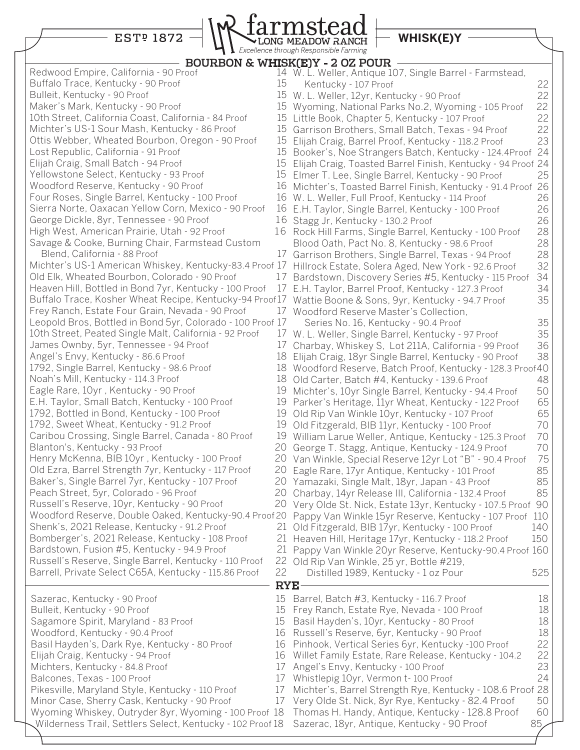ESTᴰ 1872 — farmstead LONG MEADOW RANCH *Excellence through Responsible Farming* — **WHISK(E)Y**

## BOURBON & WHISK(E)Y - 2 OZ POUR

Redwood Empire, California - 90 Proof 14
Buffalo Trace, Kentucky - 90 Proof 15
Bulleit, Kentucky - 90 Proof 15
Maker's Mark, Kentucky - 90 Proof 15
10th Street, California Coast, California - 84 Proof 15
Michter's US-1 Sour Mash, Kentucky - 86 Proof 15
Ottis Webber, Wheated Bourbon, Oregon - 90 Proof 15
Lost Republic, California - 91 Proof 15
Elijah Craig, Small Batch - 94 Proof 15
Yellowstone Select, Kentucky - 93 Proof 15
Woodford Reserve, Kentucky - 90 Proof 16
Four Roses, Single Barrel, Kentucky - 100 Proof 16
Sierra Norte, Oaxacan Yellow Corn, Mexico - 90 Proof 16
George Dickle, 8yr, Tennessee - 90 Proof 16
High West, American Prairie, Utah - 92 Proof 16
Savage & Cooke, Burning Chair, Farmstead Custom Blend, California - 88 Proof 17
Michter's US-1 American Whiskey, Kentucky-83.4 Proof 17
Old Elk, Wheated Bourbon, Colorado - 90 Proof 17
Heaven Hill, Bottled in Bond 7yr, Kentucky - 100 Proof 17
Buffalo Trace, Kosher Wheat Recipe, Kentucky-94 Proof 17
Frey Ranch, Estate Four Grain, Nevada - 90 Proof 17
Leopold Bros, Bottled in Bond 5yr, Colorado - 100 Proof 17
10th Street, Peated Single Malt, California - 92 Proof 17
James Ownby, 5yr, Tennessee - 94 Proof 17
Angel's Envy, Kentucky - 86.6 Proof 18
1792, Single Barrel, Kentucky - 98.6 Proof 18
Noah's Mill, Kentucky - 114.3 Proof 18
Eagle Rare, 10yr , Kentucky - 90 Proof 19
E.H. Taylor, Small Batch, Kentucky - 100 Proof 19
1792, Bottled in Bond, Kentucky - 100 Proof 19
1792, Sweet Wheat, Kentucky - 91.2 Proof 19
Caribou Crossing, Single Barrel, Canada - 80 Proof 19
Blanton's, Kentucky - 93 Proof 20
Henry McKenna, BIB 10yr , Kentucky - 100 Proof 20
Old Ezra, Barrel Strength 7yr, Kentucky - 117 Proof 20
Baker's, Single Barrel 7yr, Kentucky - 107 Proof 20
Peach Street, 5yr, Colorado - 96 Proof 20
Russell's Reserve, 10yr, Kentucky - 90 Proof 20
Woodford Reserve, Double Oaked, Kentucky-90.4 Proof 20
Shenk's, 2021 Release, Kentucky - 91.2 Proof 21
Bomberger's, 2021 Release, Kentucky - 108 Proof 21
Bardstown, Fusion #5, Kentucky - 94.9 Proof 21
Russell's Reserve, Single Barrel, Kentucky - 110 Proof 22
Barrell, Private Select C65A, Kentucky - 115.86 Proof 22
W. L. Weller, Antique 107, Single Barrel - Farmstead, Kentucky - 107 Proof 22
W. L. Weller, 12yr, Kentucky - 90 Proof 22
Wyoming, National Parks No.2, Wyoming - 105 Proof 22
Little Book, Chapter 5, Kentucky - 107 Proof 22
Garrison Brothers, Small Batch, Texas - 94 Proof 22
Elijah Craig, Barrel Proof, Kentucky - 118.2 Proof 23
Booker's, Noe Strangers Batch, Kentucky - 124.4Proof 24
Elijah Craig, Toasted Barrel Finish, Kentucky - 94 Proof 24
Elmer T. Lee, Single Barrel, Kentucky - 90 Proof 25
Michter's, Toasted Barrel Finish, Kentucky - 91.4 Proof 26
W. L. Weller, Full Proof, Kentucky - 114 Proof 26
E.H. Taylor, Single Barrel, Kentucky - 100 Proof 26
Stagg Jr, Kentucky - 130.2 Proof 26
Rock Hill Farms, Single Barrel, Kentucky - 100 Proof 28
Blood Oath, Pact No. 8, Kentucky - 98.6 Proof 28
Garrison Brothers, Single Barrel, Texas - 94 Proof 28
Hillrock Estate, Solera Aged, New York - 92.6 Proof 32
Bardstown, Discovery Series #5, Kentucky - 115 Proof 34
E.H. Taylor, Barrel Proof, Kentucky - 127.3 Proof 34
Wattie Boone & Sons, 9yr, Kentucky - 94.7 Proof 35
Woodford Reserve Master's Collection, Series No. 16, Kentucky - 90.4 Proof 35
W. L. Weller, Single Barrel, Kentucky - 97 Proof 35
Charbay, Whiskey S, Lot 211A, California - 99 Proof 36
Elijah Craig, 18yr Single Barrel, Kentucky - 90 Proof 38
Woodford Reserve, Batch Proof, Kentucky - 128.3 Proof 40
Old Carter, Batch #4, Kentucky - 139.6 Proof 48
Michter's, 10yr Single Barrel, Kentucky - 94.4 Proof 50
Parker's Heritage, 11yr Wheat, Kentucky - 122 Proof 65
Old Rip Van Winkle 10yr, Kentucky - 107 Proof 65
Old Fitzgerald, BIB 11yr, Kentucky - 100 Proof 70
William Larue Weller, Antique, Kentucky - 125.3 Proof 70
George T. Stagg, Antique, Kentucky - 124.9 Proof 70
Van Winkle, Special Reserve 12yr Lot "B" - 90.4 Proof 75
Eagle Rare, 17yr Antique, Kentucky - 101 Proof 85
Yamazaki, Single Malt, 18yr, Japan - 43 Proof 85
Charbay, 14yr Release III, California - 132.4 Proof 85
Very Olde St. Nick, Estate 13yr, Kentucky - 107.5 Proof 90
Pappy Van Winkle 15yr Reserve, Kentucky - 107 Proof 110
Old Fitzgerald, BIB 17yr, Kentucky - 100 Proof 140
Heaven Hill, Heritage 17yr, Kentucky - 118.2 Proof 150
Pappy Van Winkle 20yr Reserve, Kentucky-90.4 Proof 160
Old Rip Van Winkle, 25 yr, Bottle #219, Distilled 1989, Kentucky - 1 oz Pour 525

## RYE

Sazerac, Kentucky - 90 Proof 15
Bulleit, Kentucky - 90 Proof 15
Sagamore Spirit, Maryland - 83 Proof 15
Woodford, Kentucky - 90.4 Proof 16
Basil Hayden's, Dark Rye, Kentucky - 80 Proof 16
Elijah Craig, Kentucky - 94 Proof 16
Michters, Kentucky - 84.8 Proof 17
Balcones, Texas - 100 Proof 17
Pikesville, Maryland Style, Kentucky - 110 Proof 17
Minor Case, Sherry Cask, Kentucky - 90 Proof 17
Wyoming Whiskey, Outryder 8yr, Wyoming - 100 Proof 18
Wilderness Trail, Settlers Select, Kentucky - 102 Proof 18
Barrel, Batch #3, Kentucky - 116.7 Proof 18
Frey Ranch, Estate Rye, Nevada - 100 Proof 18
Basil Hayden's, 10yr, Kentucky - 80 Proof 18
Russell's Reserve, 6yr, Kentucky - 90 Proof 18
Pinhook, Vertical Series 6yr, Kentucky -100 Proof 22
Willet Family Estate, Rare Release, Kentucky - 104.2 22
Angel's Envy, Kentucky - 100 Proof 23
Whistlepig 10yr, Vermon t- 100 Proof 24
Michter's, Barrel Strength Rye, Kentucky - 108.6 Proof 28
Very Olde St. Nick, 8yr Rye, Kentucky - 82.4 Proof 50
Thomas H. Handy, Antique, Kentucky - 128.8 Proof 60
Sazerac, 18yr, Antique, Kentucky - 90 Proof 85